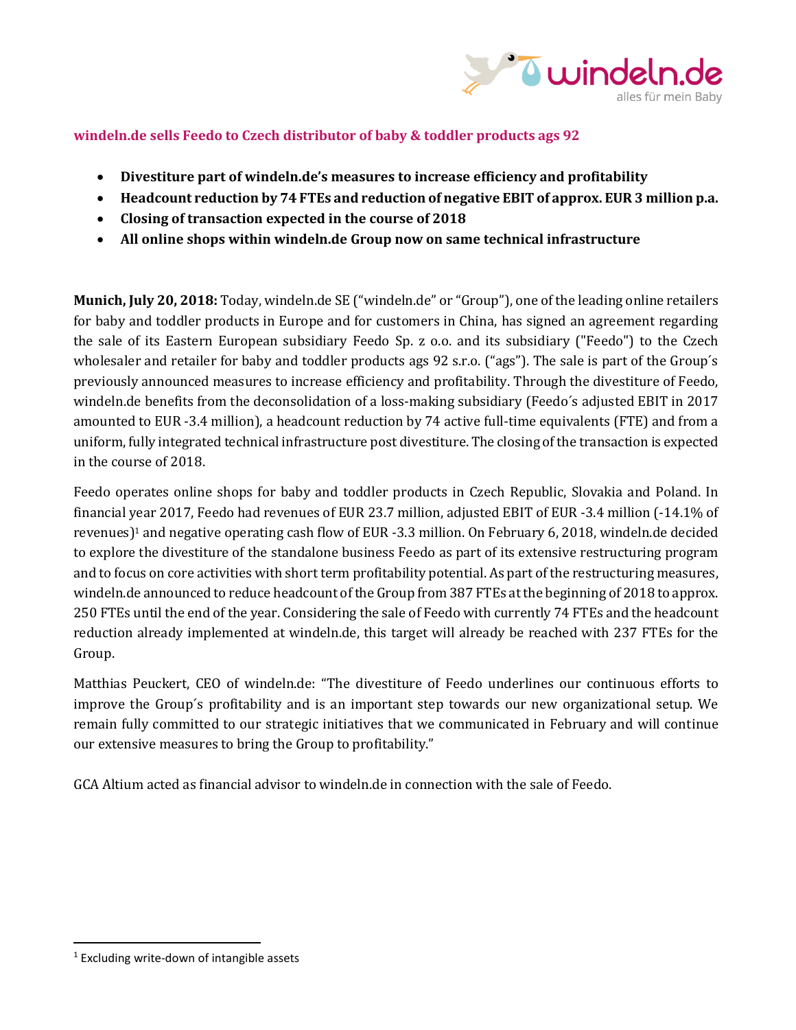## windeln.de sells Feedo to Czech distributor of baby & toddler products ags 92

- **Divestiture part of windeln.de's measures to increase efficiency and profitability**
- **Headcount reduction by 74 FTEs and reduction of negative EBIT of approx. EUR 3 million p.a.**
- **Closing of transaction expected in the course of 2018**
- **All online shops within windeln.de Group now on same technical infrastructure**

**Munich, July 20, 2018:** Today, windeln.de SE ("windeln.de" or "Group"), one of the leading online retailers for baby and toddler products in Europe and for customers in China, has signed an agreement regarding the sale of its Eastern European subsidiary Feedo Sp. z o.o. and its subsidiary ("Feedo") to the Czech wholesaler and retailer for baby and toddler products ags 92 s.r.o. ("ags"). The sale is part of the Group´s previously announced measures to increase efficiency and profitability. Through the divestiture of Feedo, windeln.de benefits from the deconsolidation of a loss-making subsidiary (Feedo´s adjusted EBIT in 2017 amounted to EUR -3.4 million), a headcount reduction by 74 active full-time equivalents (FTE) and from a uniform, fully integrated technical infrastructure post divestiture. The closing of the transaction is expected in the course of 2018.

Feedo operates online shops for baby and toddler products in Czech Republic, Slovakia and Poland. In financial year 2017, Feedo had revenues of EUR 23.7 million, adjusted EBIT of EUR -3.4 million (-14.1% of revenues)[1] and negative operating cash flow of EUR -3.3 million. On February 6, 2018, windeln.de decided to explore the divestiture of the standalone business Feedo as part of its extensive restructuring program and to focus on core activities with short term profitability potential. As part of the restructuring measures, windeln.de announced to reduce headcount of the Group from 387 FTEs at the beginning of 2018 to approx. 250 FTEs until the end of the year. Considering the sale of Feedo with currently 74 FTEs and the headcount reduction already implemented at windeln.de, this target will already be reached with 237 FTEs for the Group.

Matthias Peuckert, CEO of windeln.de: "The divestiture of Feedo underlines our continuous efforts to improve the Group´s profitability and is an important step towards our new organizational setup. We remain fully committed to our strategic initiatives that we communicated in February and will continue our extensive measures to bring the Group to profitability."

GCA Altium acted as financial advisor to windeln.de in connection with the sale of Feedo.

[1] Excluding write-down of intangible assets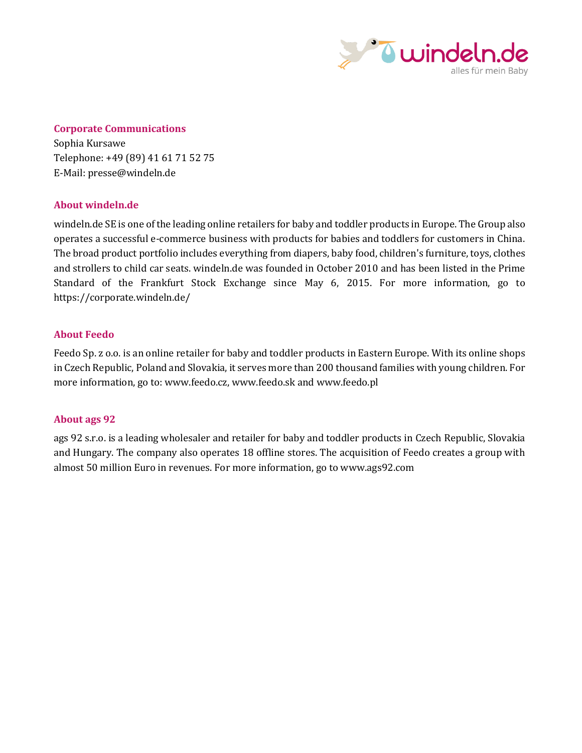### Corporate Communications

Sophia Kursawe
Telephone: +49 (89) 41 61 71 52 75
E-Mail: presse@windeln.de

### About windeln.de

windeln.de SE is one of the leading online retailers for baby and toddler products in Europe. The Group also operates a successful e-commerce business with products for babies and toddlers for customers in China. The broad product portfolio includes everything from diapers, baby food, children's furniture, toys, clothes and strollers to child car seats. windeln.de was founded in October 2010 and has been listed in the Prime Standard of the Frankfurt Stock Exchange since May 6, 2015. For more information, go to https://corporate.windeln.de/

### About Feedo

Feedo Sp. z o.o. is an online retailer for baby and toddler products in Eastern Europe. With its online shops in Czech Republic, Poland and Slovakia, it serves more than 200 thousand families with young children. For more information, go to: www.feedo.cz, www.feedo.sk and www.feedo.pl

### About ags 92

ags 92 s.r.o. is a leading wholesaler and retailer for baby and toddler products in Czech Republic, Slovakia and Hungary. The company also operates 18 offline stores. The acquisition of Feedo creates a group with almost 50 million Euro in revenues. For more information, go to www.ags92.com